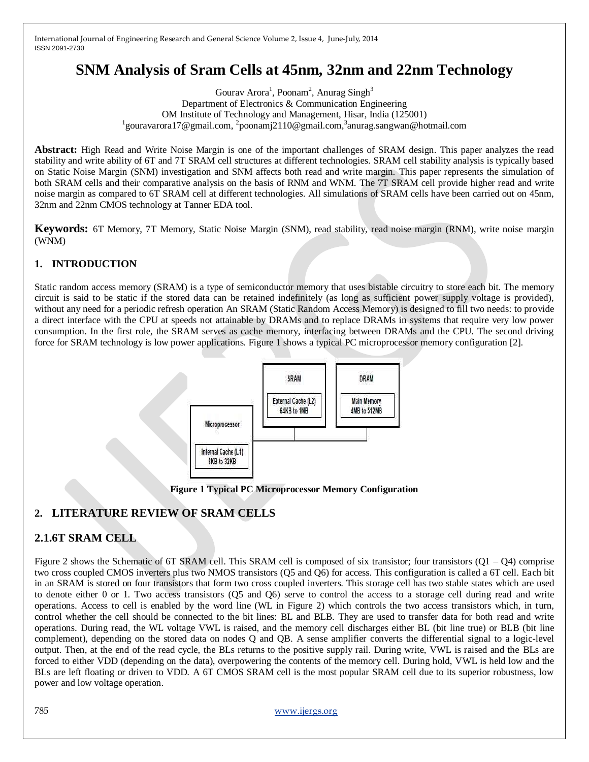# SNM Analysis of Sram Cells at 45nm, 32nm and 22nm Technology

Gourav Arora[1], Poonam[2], Anurag Singh[3]

Department of Electronics & Communication Engineering

OM Institute of Technology and Management, Hisar, India (125001)

[1]gouravarora17@gmail.com, [2]poonamj2110@gmail.com,[3]anurag.sangwan@hotmail.com

**Abstract:** High Read and Write Noise Margin is one of the important challenges of SRAM design. This paper analyzes the read stability and write ability of 6T and 7T SRAM cell structures at different technologies. SRAM cell stability analysis is typically based on Static Noise Margin (SNM) investigation and SNM affects both read and write margin. This paper represents the simulation of both SRAM cells and their comparative analysis on the basis of RNM and WNM. The 7T SRAM cell provide higher read and write noise margin as compared to 6T SRAM cell at different technologies. All simulations of SRAM cells have been carried out on 45nm, 32nm and 22nm CMOS technology at Tanner EDA tool.

**Keywords:** 6T Memory, 7T Memory, Static Noise Margin (SNM), read stability, read noise margin (RNM), write noise margin (WNM)

## 1. INTRODUCTION

Static random access memory (SRAM) is a type of semiconductor memory that uses bistable circuitry to store each bit. The memory circuit is said to be static if the stored data can be retained indefinitely (as long as sufficient power supply voltage is provided), without any need for a periodic refresh operation An SRAM (Static Random Access Memory) is designed to fill two needs: to provide a direct interface with the CPU at speeds not attainable by DRAMs and to replace DRAMs in systems that require very low power consumption. In the first role, the SRAM serves as cache memory, interfacing between DRAMs and the CPU. The second driving force for SRAM technology is low power applications. Figure 1 shows a typical PC microprocessor memory configuration [2].

**Figure 1 Typical PC Microprocessor Memory Configuration**

## 2. LITERATURE REVIEW OF SRAM CELLS

## 2.1.6T SRAM CELL

Figure 2 shows the Schematic of 6T SRAM cell. This SRAM cell is composed of six transistor; four transistors (Q1 – Q4) comprise two cross coupled CMOS inverters plus two NMOS transistors (Q5 and Q6) for access. This configuration is called a 6T cell. Each bit in an SRAM is stored on four transistors that form two cross coupled inverters. This storage cell has two stable states which are used to denote either 0 or 1. Two access transistors (Q5 and Q6) serve to control the access to a storage cell during read and write operations. Access to cell is enabled by the word line (WL in Figure 2) which controls the two access transistors which, in turn, control whether the cell should be connected to the bit lines: BL and BLB. They are used to transfer data for both read and write operations. During read, the WL voltage VWL is raised, and the memory cell discharges either BL (bit line true) or BLB (bit line complement), depending on the stored data on nodes Q and QB. A sense amplifier converts the differential signal to a logic-level output. Then, at the end of the read cycle, the BLs returns to the positive supply rail. During write, VWL is raised and the BLs are forced to either VDD (depending on the data), overpowering the contents of the memory cell. During hold, VWL is held low and the BLs are left floating or driven to VDD. A 6T CMOS SRAM cell is the most popular SRAM cell due to its superior robustness, low power and low voltage operation.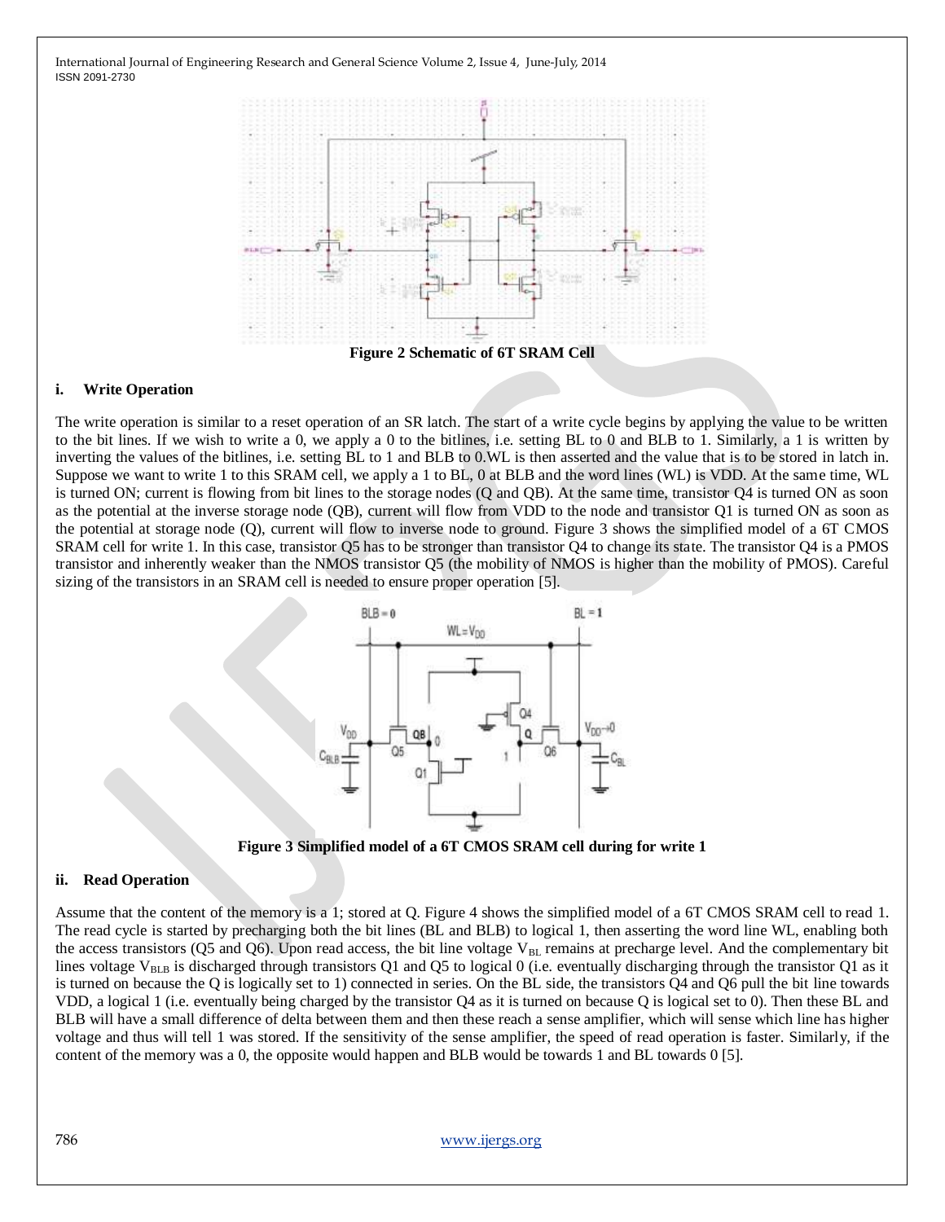**Figure 2 Schematic of 6T SRAM Cell**

### i. Write Operation

The write operation is similar to a reset operation of an SR latch. The start of a write cycle begins by applying the value to be written to the bit lines. If we wish to write a 0, we apply a 0 to the bitlines, i.e. setting BL to 0 and BLB to 1. Similarly, a 1 is written by inverting the values of the bitlines, i.e. setting BL to 1 and BLB to 0.WL is then asserted and the value that is to be stored in latch in. Suppose we want to write 1 to this SRAM cell, we apply a 1 to BL, 0 at BLB and the word lines (WL) is VDD. At the same time, WL is turned ON; current is flowing from bit lines to the storage nodes (Q and QB). At the same time, transistor Q4 is turned ON as soon as the potential at the inverse storage node (QB), current will flow from VDD to the node and transistor Q1 is turned ON as soon as the potential at storage node (Q), current will flow to inverse node to ground. Figure 3 shows the simplified model of a 6T CMOS SRAM cell for write 1. In this case, transistor Q5 has to be stronger than transistor Q4 to change its state. The transistor Q4 is a PMOS transistor and inherently weaker than the NMOS transistor Q5 (the mobility of NMOS is higher than the mobility of PMOS). Careful sizing of the transistors in an SRAM cell is needed to ensure proper operation [5].

**Figure 3 Simplified model of a 6T CMOS SRAM cell during for write 1**

### ii. Read Operation

Assume that the content of the memory is a 1; stored at Q. Figure 4 shows the simplified model of a 6T CMOS SRAM cell to read 1. The read cycle is started by precharging both the bit lines (BL and BLB) to logical 1, then asserting the word line WL, enabling both the access transistors (Q5 and Q6). Upon read access, the bit line voltage $V_{BL}$ remains at precharge level. And the complementary bit lines voltage $V_{BLB}$ is discharged through transistors Q1 and Q5 to logical 0 (i.e. eventually discharging through the transistor Q1 as it is turned on because the Q is logically set to 1) connected in series. On the BL side, the transistors Q4 and Q6 pull the bit line towards VDD, a logical 1 (i.e. eventually being charged by the transistor Q4 as it is turned on because Q is logical set to 0). Then these BL and BLB will have a small difference of delta between them and then these reach a sense amplifier, which will sense which line has higher voltage and thus will tell 1 was stored. If the sensitivity of the sense amplifier, the speed of read operation is faster. Similarly, if the content of the memory was a 0, the opposite would happen and BLB would be towards 1 and BL towards 0 [5].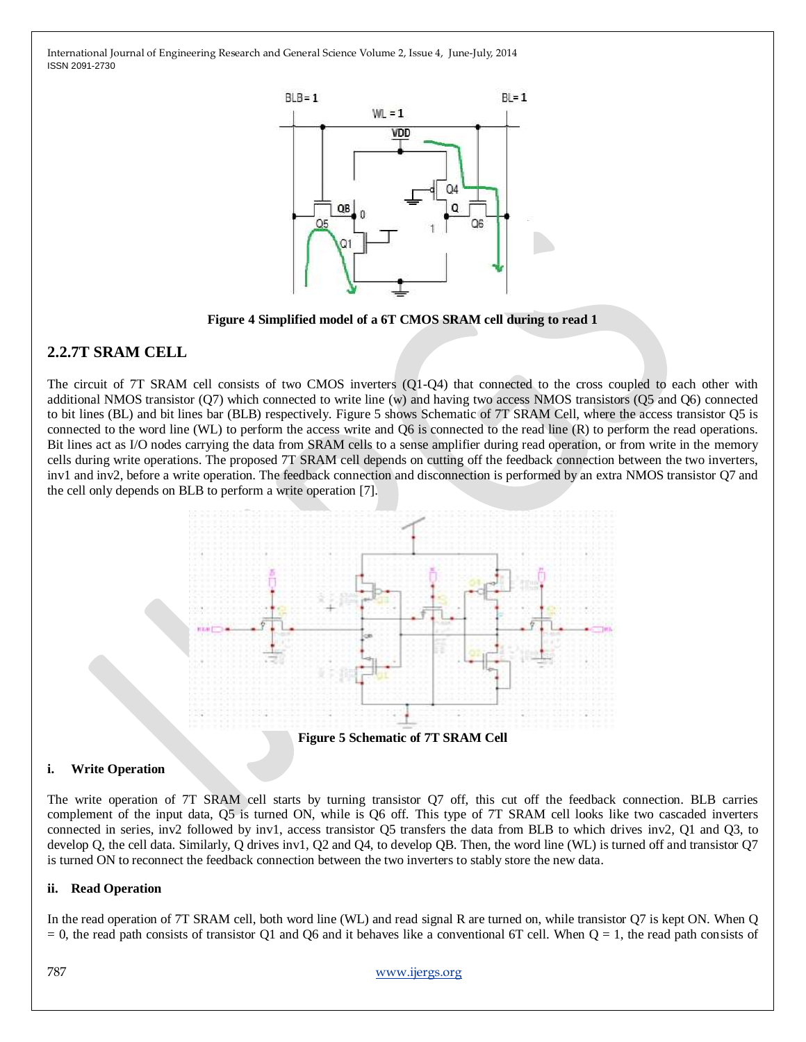Figure 4 Simplified model of a 6T CMOS SRAM cell during to read 1

## 2.2.7T SRAM CELL

The circuit of 7T SRAM cell consists of two CMOS inverters (Q1-Q4) that connected to the cross coupled to each other with additional NMOS transistor (Q7) which connected to write line (w) and having two access NMOS transistors (Q5 and Q6) connected to bit lines (BL) and bit lines bar (BLB) respectively. Figure 5 shows Schematic of 7T SRAM Cell, where the access transistor Q5 is connected to the word line (WL) to perform the access write and Q6 is connected to the read line (R) to perform the read operations. Bit lines act as I/O nodes carrying the data from SRAM cells to a sense amplifier during read operation, or from write in the memory cells during write operations. The proposed 7T SRAM cell depends on cutting off the feedback connection between the two inverters, inv1 and inv2, before a write operation. The feedback connection and disconnection is performed by an extra NMOS transistor Q7 and the cell only depends on BLB to perform a write operation [7].

Figure 5 Schematic of 7T SRAM Cell

#### i. Write Operation

The write operation of 7T SRAM cell starts by turning transistor Q7 off, this cut off the feedback connection. BLB carries complement of the input data, Q5 is turned ON, while is Q6 off. This type of 7T SRAM cell looks like two cascaded inverters connected in series, inv2 followed by inv1, access transistor Q5 transfers the data from BLB to which drives inv2, Q1 and Q3, to develop Q, the cell data. Similarly, Q drives inv1, Q2 and Q4, to develop QB. Then, the word line (WL) is turned off and transistor Q7 is turned ON to reconnect the feedback connection between the two inverters to stably store the new data.

#### ii. Read Operation

In the read operation of 7T SRAM cell, both word line (WL) and read signal R are turned on, while transistor Q7 is kept ON. When Q = 0, the read path consists of transistor Q1 and Q6 and it behaves like a conventional 6T cell. When Q = 1, the read path consists of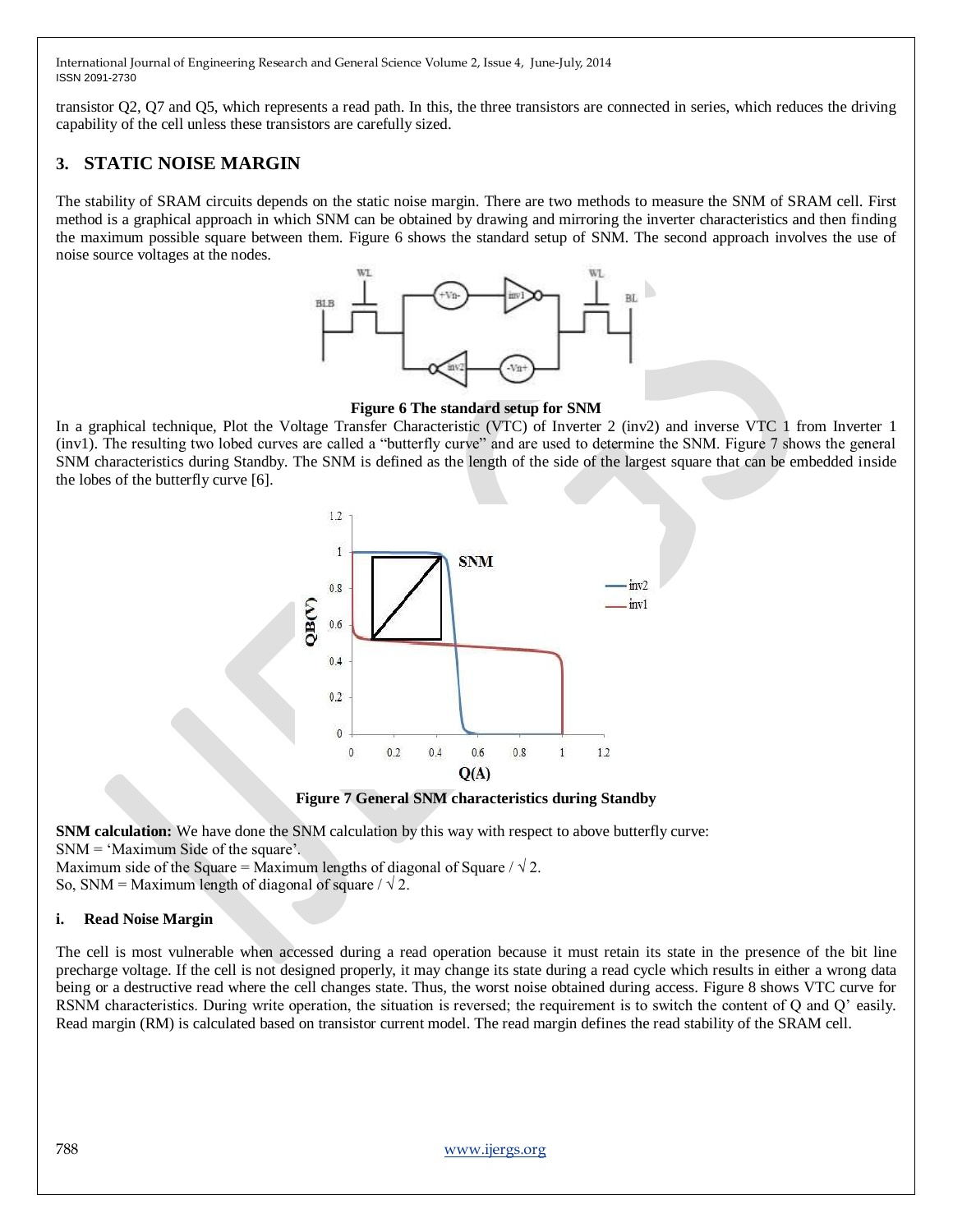transistor Q2, Q7 and Q5, which represents a read path. In this, the three transistors are connected in series, which reduces the driving capability of the cell unless these transistors are carefully sized.

## 3. STATIC NOISE MARGIN

The stability of SRAM circuits depends on the static noise margin. There are two methods to measure the SNM of SRAM cell. First method is a graphical approach in which SNM can be obtained by drawing and mirroring the inverter characteristics and then finding the maximum possible square between them. Figure 6 shows the standard setup of SNM. The second approach involves the use of noise source voltages at the nodes.

**Figure 6 The standard setup for SNM**

In a graphical technique, Plot the Voltage Transfer Characteristic (VTC) of Inverter 2 (inv2) and inverse VTC 1 from Inverter 1 (inv1). The resulting two lobed curves are called a "butterfly curve" and are used to determine the SNM. Figure 7 shows the general SNM characteristics during Standby. The SNM is defined as the length of the side of the largest square that can be embedded inside the lobes of the butterfly curve [6].

**Figure 7 General SNM characteristics during Standby**

**SNM calculation:** We have done the SNM calculation by this way with respect to above butterfly curve:

SNM = 'Maximum Side of the square'.

Maximum side of the Square = Maximum lengths of diagonal of Square / $\sqrt{2}$.

So, SNM = Maximum length of diagonal of square / $\sqrt{2}$.

### i. Read Noise Margin

The cell is most vulnerable when accessed during a read operation because it must retain its state in the presence of the bit line precharge voltage. If the cell is not designed properly, it may change its state during a read cycle which results in either a wrong data being or a destructive read where the cell changes state. Thus, the worst noise obtained during access. Figure 8 shows VTC curve for RSNM characteristics. During write operation, the situation is reversed; the requirement is to switch the content of Q and Q' easily. Read margin (RM) is calculated based on transistor current model. The read margin defines the read stability of the SRAM cell.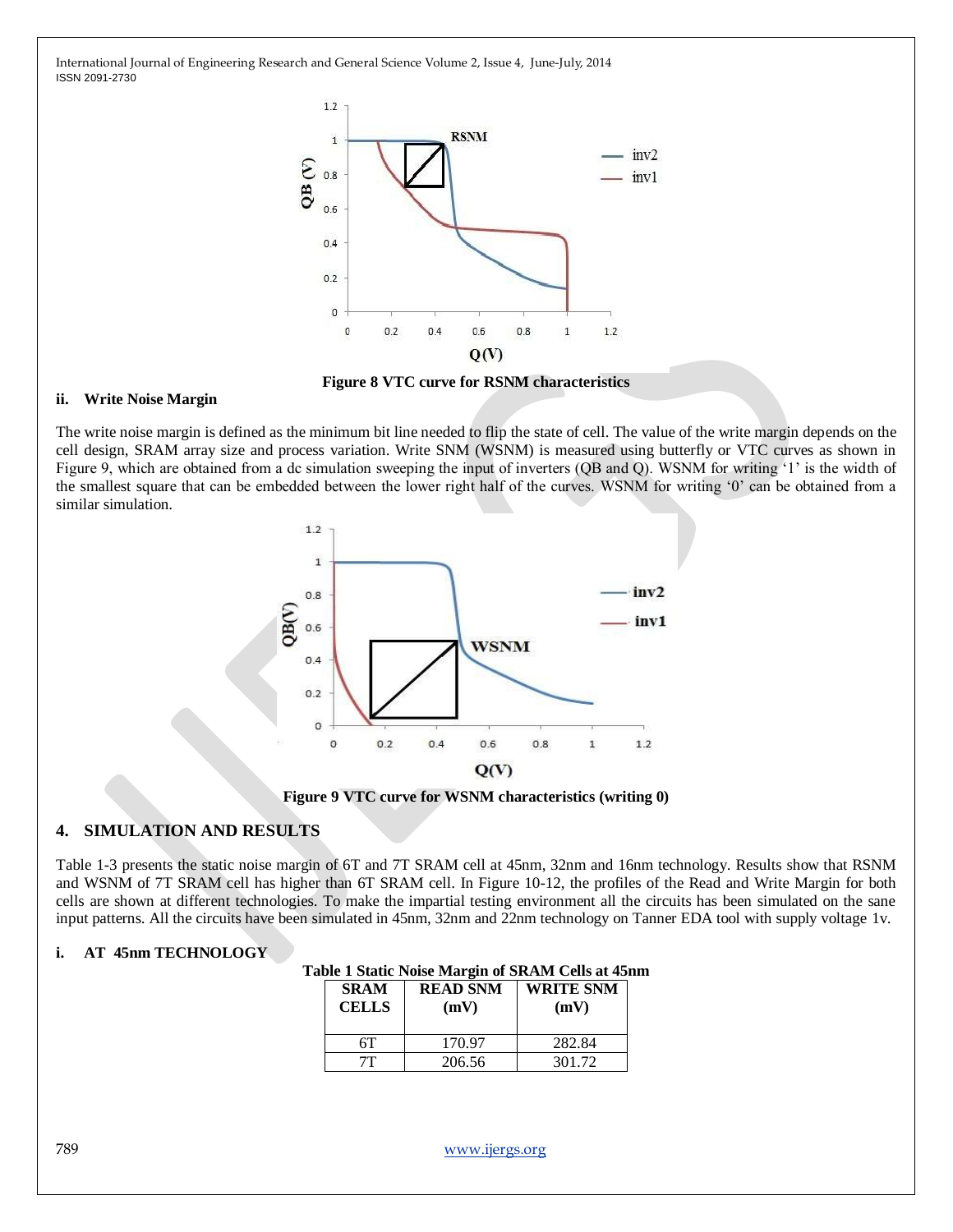Figure 8 VTC curve for RSNM characteristics

### ii. Write Noise Margin

The write noise margin is defined as the minimum bit line needed to flip the state of cell. The value of the write margin depends on the cell design, SRAM array size and process variation. Write SNM (WSNM) is measured using butterfly or VTC curves as shown in Figure 9, which are obtained from a dc simulation sweeping the input of inverters (QB and Q). WSNM for writing '1' is the width of the smallest square that can be embedded between the lower right half of the curves. WSNM for writing '0' can be obtained from a similar simulation.

Figure 9 VTC curve for WSNM characteristics (writing 0)

## 4. SIMULATION AND RESULTS

Table 1-3 presents the static noise margin of 6T and 7T SRAM cell at 45nm, 32nm and 16nm technology. Results show that RSNM and WSNM of 7T SRAM cell has higher than 6T SRAM cell. In Figure 10-12, the profiles of the Read and Write Margin for both cells are shown at different technologies. To make the impartial testing environment all the circuits has been simulated on the sane input patterns. All the circuits have been simulated in 45nm, 32nm and 22nm technology on Tanner EDA tool with supply voltage 1v.

### i. AT 45nm TECHNOLOGY

**Table 1 Static Noise Margin of SRAM Cells at 45nm**

| SRAM CELLS | READ SNM (mV) | WRITE SNM (mV) |
|---|---|---|
| 6T | 170.97 | 282.84 |
| 7T | 206.56 | 301.72 |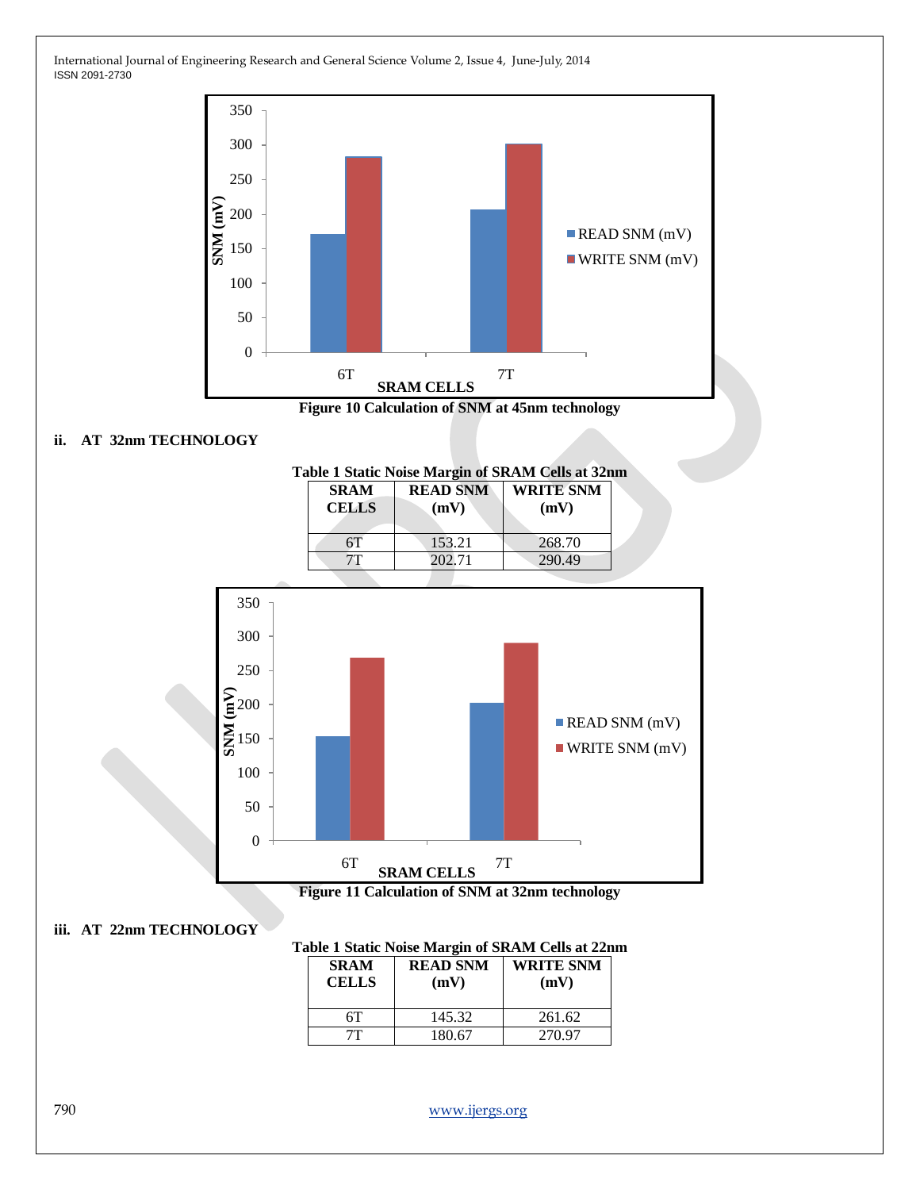Figure 10 Calculation of SNM at 45nm technology

### ii. AT 32nm TECHNOLOGY

Table 1 Static Noise Margin of SRAM Cells at 32nm

| SRAM CELLS | READ SNM (mV) | WRITE SNM (mV) |
|---|---|---|
| 6T | 153.21 | 268.70 |
| 7T | 202.71 | 290.49 |

Figure 11 Calculation of SNM at 32nm technology

### iii. AT 22nm TECHNOLOGY

Table 1 Static Noise Margin of SRAM Cells at 22nm

| SRAM CELLS | READ SNM (mV) | WRITE SNM (mV) |
|---|---|---|
| 6T | 145.32 | 261.62 |
| 7T | 180.67 | 270.97 |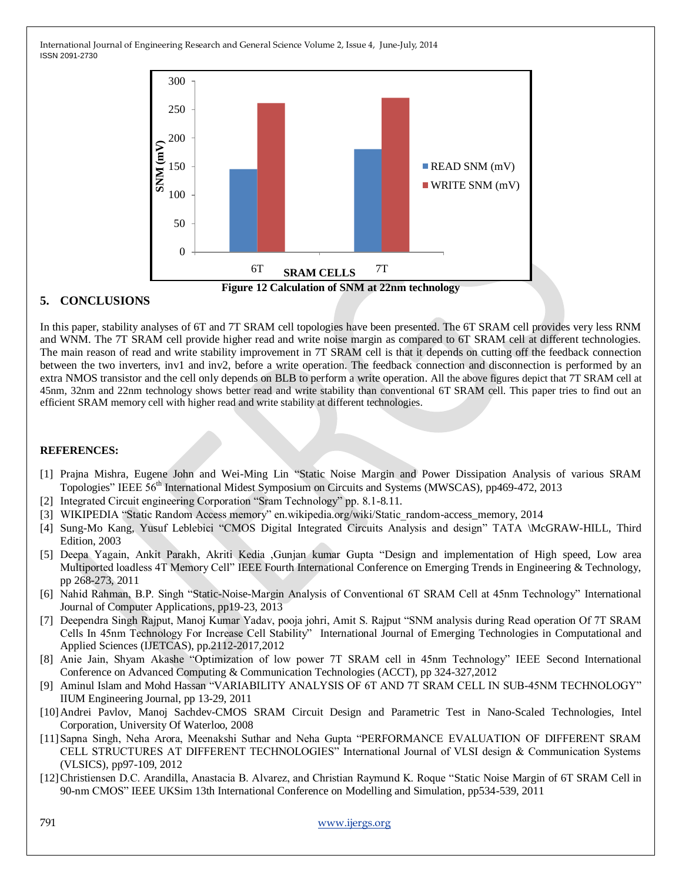300
250
200
150
100
50
0

SNM (mV)

6T
7T

SRAM CELLS

READ SNM (mV)
WRITE SNM (mV)

**Figure 12 Calculation of SNM at 22nm technology**

## 5. CONCLUSIONS

In this paper, stability analyses of 6T and 7T SRAM cell topologies have been presented. The 6T SRAM cell provides very less RNM and WNM. The 7T SRAM cell provide higher read and write noise margin as compared to 6T SRAM cell at different technologies. The main reason of read and write stability improvement in 7T SRAM cell is that it depends on cutting off the feedback connection between the two inverters, inv1 and inv2, before a write operation. The feedback connection and disconnection is performed by an extra NMOS transistor and the cell only depends on BLB to perform a write operation. All the above figures depict that 7T SRAM cell at 45nm, 32nm and 22nm technology shows better read and write stability than conventional 6T SRAM cell. This paper tries to find out an efficient SRAM memory cell with higher read and write stability at different technologies.

## REFERENCES:

[1] Prajna Mishra, Eugene John and Wei-Ming Lin "Static Noise Margin and Power Dissipation Analysis of various SRAM Topologies" IEEE 56th International Midest Symposium on Circuits and Systems (MWSCAS), pp469-472, 2013

[2] Integrated Circuit engineering Corporation "Sram Technology" pp. 8.1-8.11.

[3] WIKIPEDIA "Static Random Access memory" en.wikipedia.org/wiki/Static_random-access_memory, 2014

[4] Sung-Mo Kang, Yusuf Leblebici "CMOS Digital Integrated Circuits Analysis and design" TATA \McGRAW-HILL, Third Edition, 2003

[5] Deepa Yagain, Ankit Parakh, Akriti Kedia ,Gunjan kumar Gupta "Design and implementation of High speed, Low area Multiported loadless 4T Memory Cell" IEEE Fourth International Conference on Emerging Trends in Engineering & Technology, pp 268-273, 2011

[6] Nahid Rahman, B.P. Singh "Static-Noise-Margin Analysis of Conventional 6T SRAM Cell at 45nm Technology" International Journal of Computer Applications, pp19-23, 2013

[7] Deependra Singh Rajput, Manoj Kumar Yadav, pooja johri, Amit S. Rajput "SNM analysis during Read operation Of 7T SRAM Cells In 45nm Technology For Increase Cell Stability" International Journal of Emerging Technologies in Computational and Applied Sciences (IJETCAS), pp.2112-2017,2012

[8] Anie Jain, Shyam Akashe "Optimization of low power 7T SRAM cell in 45nm Technology" IEEE Second International Conference on Advanced Computing & Communication Technologies (ACCT), pp 324-327,2012

[9] Aminul Islam and Mohd Hassan "VARIABILITY ANALYSIS OF 6T AND 7T SRAM CELL IN SUB-45NM TECHNOLOGY" IIUM Engineering Journal, pp 13-29, 2011

[10] Andrei Pavlov, Manoj Sachdev-CMOS SRAM Circuit Design and Parametric Test in Nano-Scaled Technologies, Intel Corporation, University Of Waterloo, 2008

[11] Sapna Singh, Neha Arora, Meenakshi Suthar and Neha Gupta "PERFORMANCE EVALUATION OF DIFFERENT SRAM CELL STRUCTURES AT DIFFERENT TECHNOLOGIES" International Journal of VLSI design & Communication Systems (VLSICS), pp97-109, 2012

[12] Christiensen D.C. Arandilla, Anastacia B. Alvarez, and Christian Raymund K. Roque "Static Noise Margin of 6T SRAM Cell in 90-nm CMOS" IEEE UKSim 13th International Conference on Modelling and Simulation, pp534-539, 2011